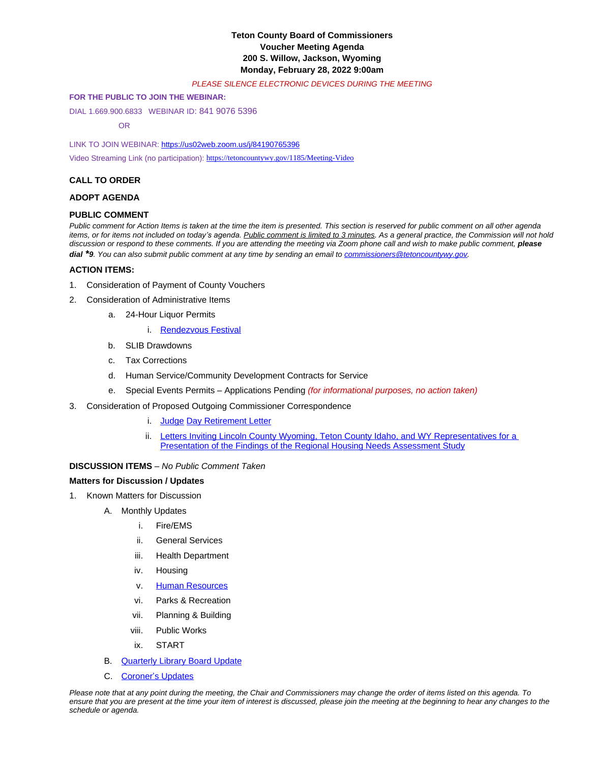**Teton County Board of Commissioners**
**Voucher Meeting Agenda**
**200 S. Willow, Jackson, Wyoming**
**Monday, February 28, 2022 9:00am**

*PLEASE SILENCE ELECTRONIC DEVICES DURING THE MEETING*

**FOR THE PUBLIC TO JOIN THE WEBINAR:**

DIAL 1.669.900.6833 WEBINAR ID: 841 9076 5396

OR

LINK TO JOIN WEBINAR: https://us02web.zoom.us/j/84190765396

Video Streaming Link (no participation): https://tetoncountywy.gov/1185/Meeting-Video

### CALL TO ORDER

### ADOPT AGENDA

### PUBLIC COMMENT

*Public comment for Action Items is taken at the time the item is presented. This section is reserved for public comment on all other agenda items, or for items not included on today's agenda. Public comment is limited to 3 minutes. As a general practice, the Commission will not hold discussion or respond to these comments. If you are attending the meeting via Zoom phone call and wish to make public comment,* ***please dial *9****. You can also submit public comment at any time by sending an email to commissioners@tetoncountywy.gov.*

### ACTION ITEMS:

1. Consideration of Payment of County Vouchers
2. Consideration of Administrative Items
   a. 24-Hour Liquor Permits
      i. Rendezvous Festival
   b. SLIB Drawdowns
   c. Tax Corrections
   d. Human Service/Community Development Contracts for Service
   e. Special Events Permits – Applications Pending *(for informational purposes, no action taken)*
3. Consideration of Proposed Outgoing Commissioner Correspondence
      i. Judge Day Retirement Letter
      ii. Letters Inviting Lincoln County Wyoming, Teton County Idaho, and WY Representatives for a Presentation of the Findings of the Regional Housing Needs Assessment Study

**DISCUSSION ITEMS** – *No Public Comment Taken*

**Matters for Discussion / Updates**

1. Known Matters for Discussion
   A. Monthly Updates
      i. Fire/EMS
      ii. General Services
      iii. Health Department
      iv. Housing
      v. Human Resources
      vi. Parks & Recreation
      vii. Planning & Building
      viii. Public Works
      ix. START
   B. Quarterly Library Board Update
   C. Coroner's Updates

*Please note that at any point during the meeting, the Chair and Commissioners may change the order of items listed on this agenda. To ensure that you are present at the time your item of interest is discussed, please join the meeting at the beginning to hear any changes to the schedule or agenda.*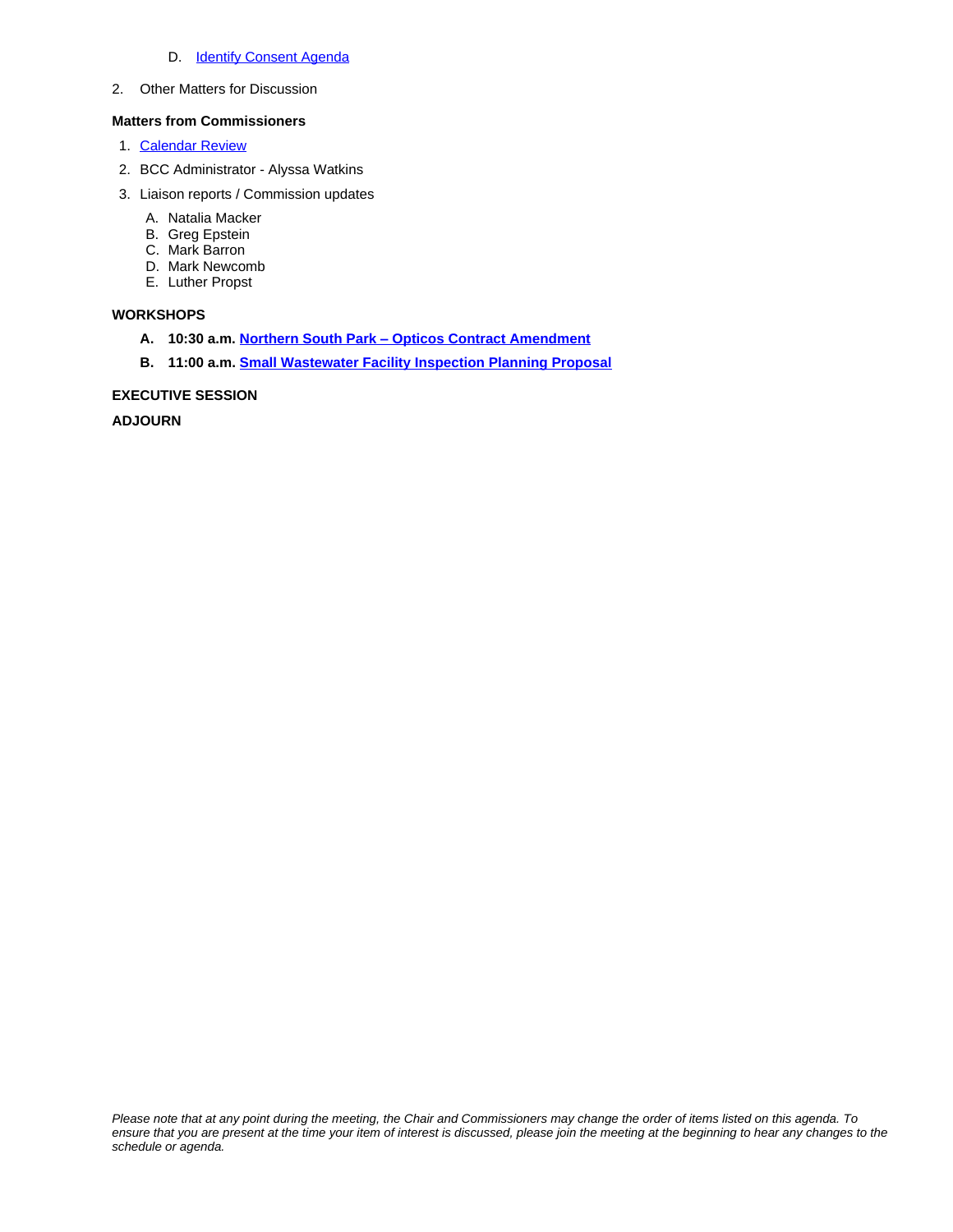D. Identify Consent Agenda

2. Other Matters for Discussion

**Matters from Commissioners**

1. Calendar Review
2. BCC Administrator - Alyssa Watkins
3. Liaison reports / Commission updates
   - A. Natalia Macker
   - B. Greg Epstein
   - C. Mark Barron
   - D. Mark Newcomb
   - E. Luther Propst

**WORKSHOPS**

**A. 10:30 a.m. Northern South Park – Opticos Contract Amendment**

**B. 11:00 a.m. Small Wastewater Facility Inspection Planning Proposal**

**EXECUTIVE SESSION**

**ADJOURN**

*Please note that at any point during the meeting, the Chair and Commissioners may change the order of items listed on this agenda. To ensure that you are present at the time your item of interest is discussed, please join the meeting at the beginning to hear any changes to the schedule or agenda.*